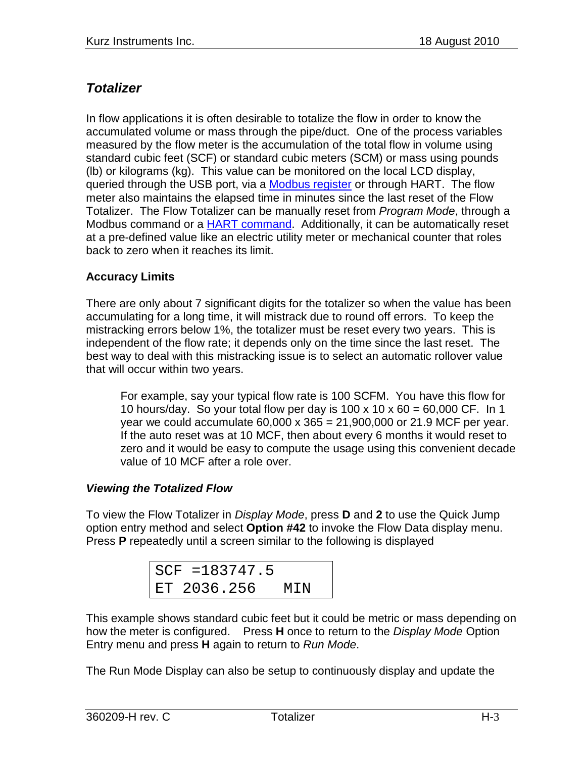## *Totalizer*

In flow applications it is often desirable to totalize the flow in order to know the accumulated volume or mass through the pipe/duct. One of the process variables measured by the flow meter is the accumulation of the total flow in volume using standard cubic feet (SCF) or standard cubic meters (SCM) or mass using pounds (lb) or kilograms (kg). This value can be monitored on the local LCD display, queried through the USB port, via a Modbus register or through HART. The flow meter also maintains the elapsed time in minutes since the last reset of the Flow Totalizer. The Flow Totalizer can be manually reset from *Program Mode*, through a Modbus command or a HART command. Additionally, it can be automatically reset at a pre-defined value like an electric utility meter or mechanical counter that roles back to zero when it reaches its limit.

### Accuracy Limits

There are only about 7 significant digits for the totalizer so when the value has been accumulating for a long time, it will mistrack due to round off errors. To keep the mistracking errors below 1%, the totalizer must be reset every two years. This is independent of the flow rate; it depends only on the time since the last reset. The best way to deal with this mistracking issue is to select an automatic rollover value that will occur within two years.

> For example, say your typical flow rate is 100 SCFM. You have this flow for 10 hours/day. So your total flow per day is 100 x 10 x 60 = 60,000 CF. In 1 year we could accumulate 60,000 x 365 = 21,900,000 or 21.9 MCF per year. If the auto reset was at 10 MCF, then about every 6 months it would reset to zero and it would be easy to compute the usage using this convenient decade value of 10 MCF after a role over.

### *Viewing the Totalized Flow*

To view the Flow Totalizer in *Display Mode*, press **D** and **2** to use the Quick Jump option entry method and select **Option #42** to invoke the Flow Data display menu. Press **P** repeatedly until a screen similar to the following is displayed

```
SCF =183747.5
ET 2036.256   MIN
```

This example shows standard cubic feet but it could be metric or mass depending on how the meter is configured. Press **H** once to return to the *Display Mode* Option Entry menu and press **H** again to return to *Run Mode*.

The Run Mode Display can also be setup to continuously display and update the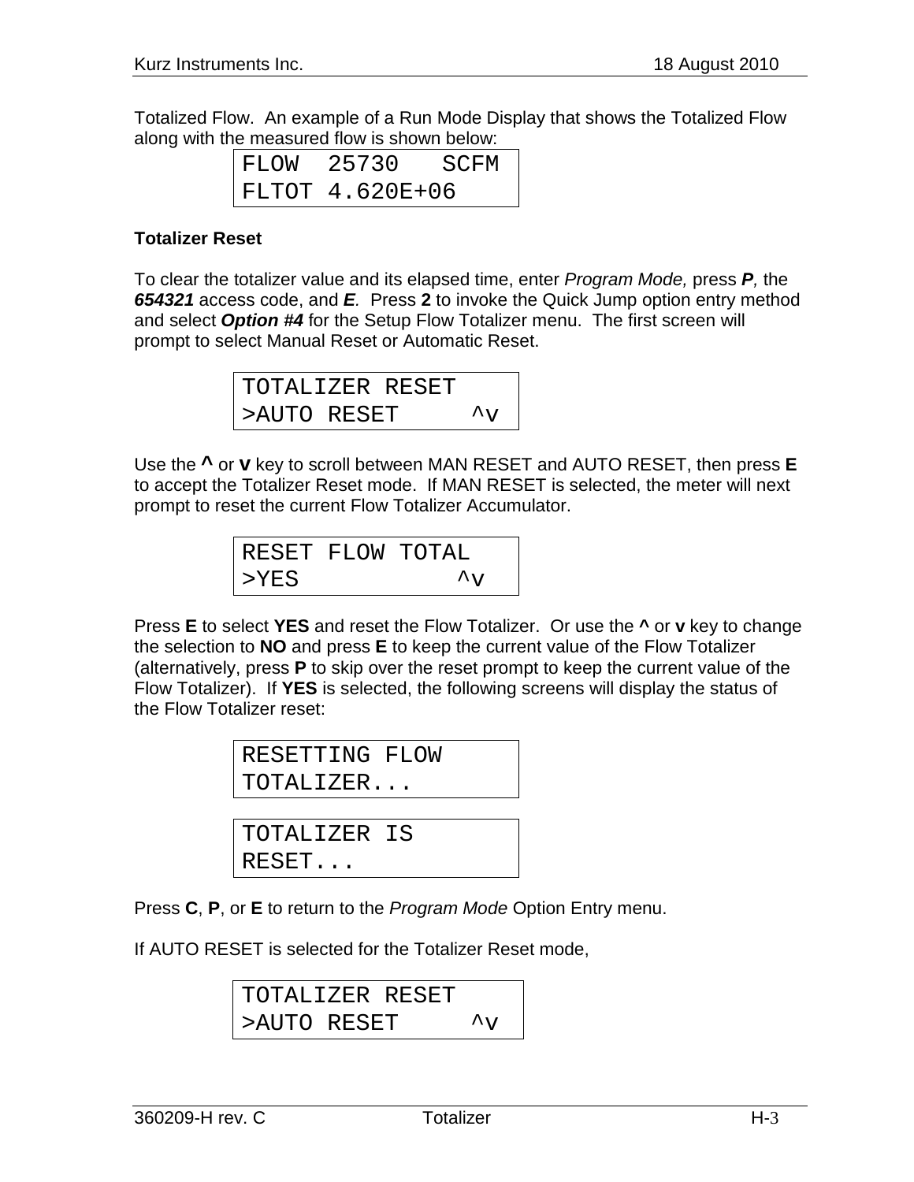Totalized Flow. An example of a Run Mode Display that shows the Totalized Flow along with the measured flow is shown below:

```
FLOW  25730   SCFM
FLTOT 4.620E+06
```

**Totalizer Reset**

To clear the totalizer value and its elapsed time, enter *Program Mode,* press ***P****,* the ***654321*** access code, and ***E***. Press **2** to invoke the Quick Jump option entry method and select ***Option #4*** for the Setup Flow Totalizer menu. The first screen will prompt to select Manual Reset or Automatic Reset.

```
TOTALIZER RESET
>AUTO RESET     ^v
```

Use the **^** or **v** key to scroll between MAN RESET and AUTO RESET, then press **E** to accept the Totalizer Reset mode. If MAN RESET is selected, the meter will next prompt to reset the current Flow Totalizer Accumulator.

```
RESET FLOW TOTAL
>YES           ^v
```

Press **E** to select **YES** and reset the Flow Totalizer. Or use the **^** or **v** key to change the selection to **NO** and press **E** to keep the current value of the Flow Totalizer (alternatively, press **P** to skip over the reset prompt to keep the current value of the Flow Totalizer). If **YES** is selected, the following screens will display the status of the Flow Totalizer reset:

```
RESETTING FLOW
TOTALIZER...
```

```
TOTALIZER IS
RESET...
```

Press **C**, **P**, or **E** to return to the *Program Mode* Option Entry menu.

If AUTO RESET is selected for the Totalizer Reset mode,

```
TOTALIZER RESET
>AUTO RESET     ^v
```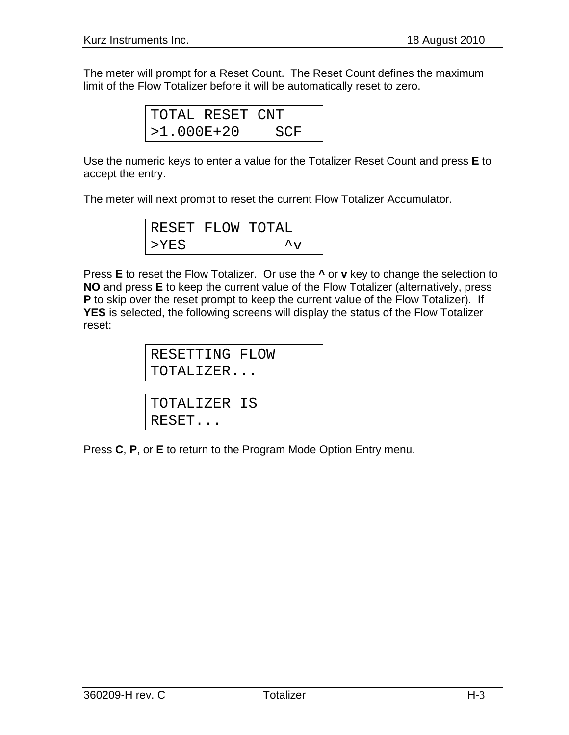The meter will prompt for a Reset Count. The Reset Count defines the maximum limit of the Flow Totalizer before it will be automatically reset to zero.

```
TOTAL RESET CNT
>1.000E+20    SCF
```

Use the numeric keys to enter a value for the Totalizer Reset Count and press **E** to accept the entry.

The meter will next prompt to reset the current Flow Totalizer Accumulator.

```
RESET FLOW TOTAL
>YES           ^v
```

Press **E** to reset the Flow Totalizer. Or use the **^** or **v** key to change the selection to **NO** and press **E** to keep the current value of the Flow Totalizer (alternatively, press **P** to skip over the reset prompt to keep the current value of the Flow Totalizer). If **YES** is selected, the following screens will display the status of the Flow Totalizer reset:

```
RESETTING FLOW
TOTALIZER...
```

```
TOTALIZER IS
RESET...
```

Press **C**, **P**, or **E** to return to the Program Mode Option Entry menu.